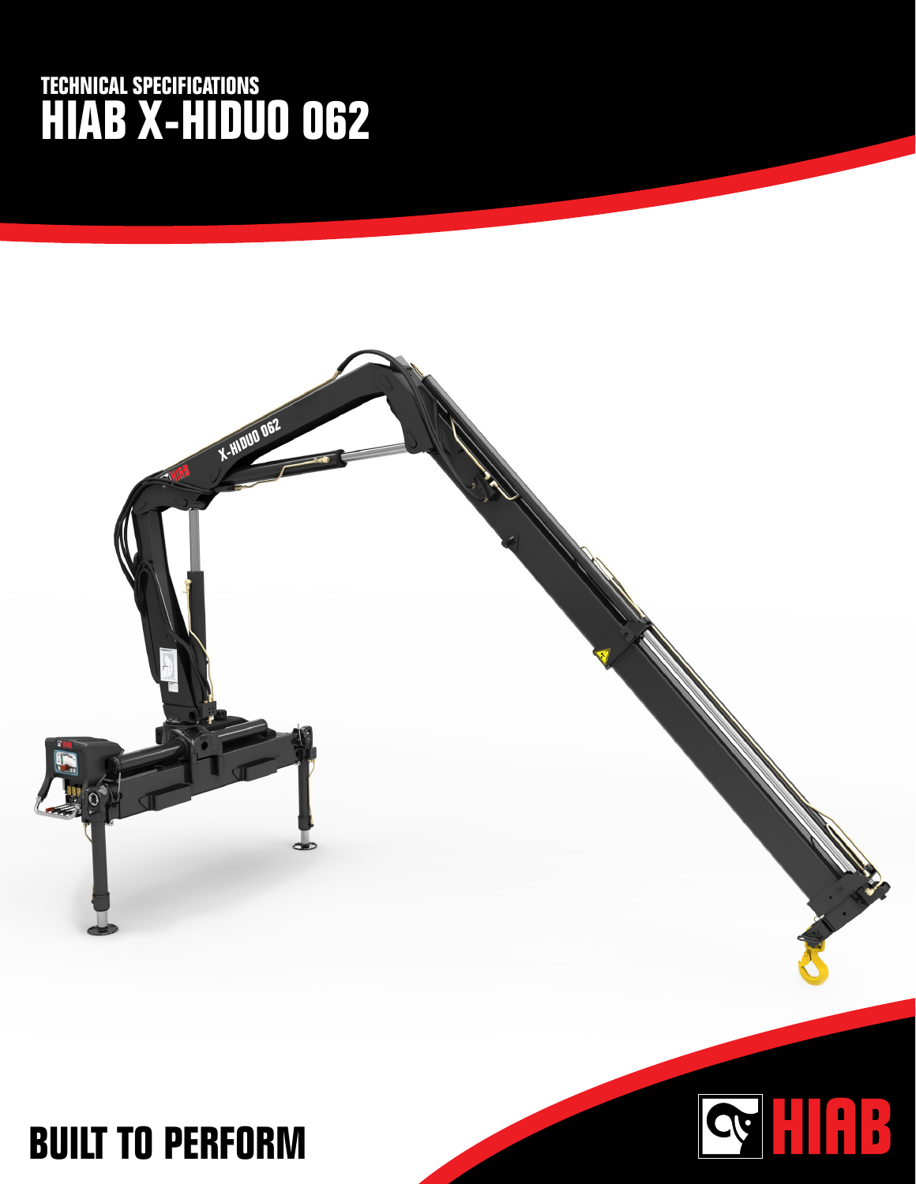## TECHNICAL SPECIFICATIONS

# HIAB X-HIDUO 062

BUILT TO PERFORM

HIAB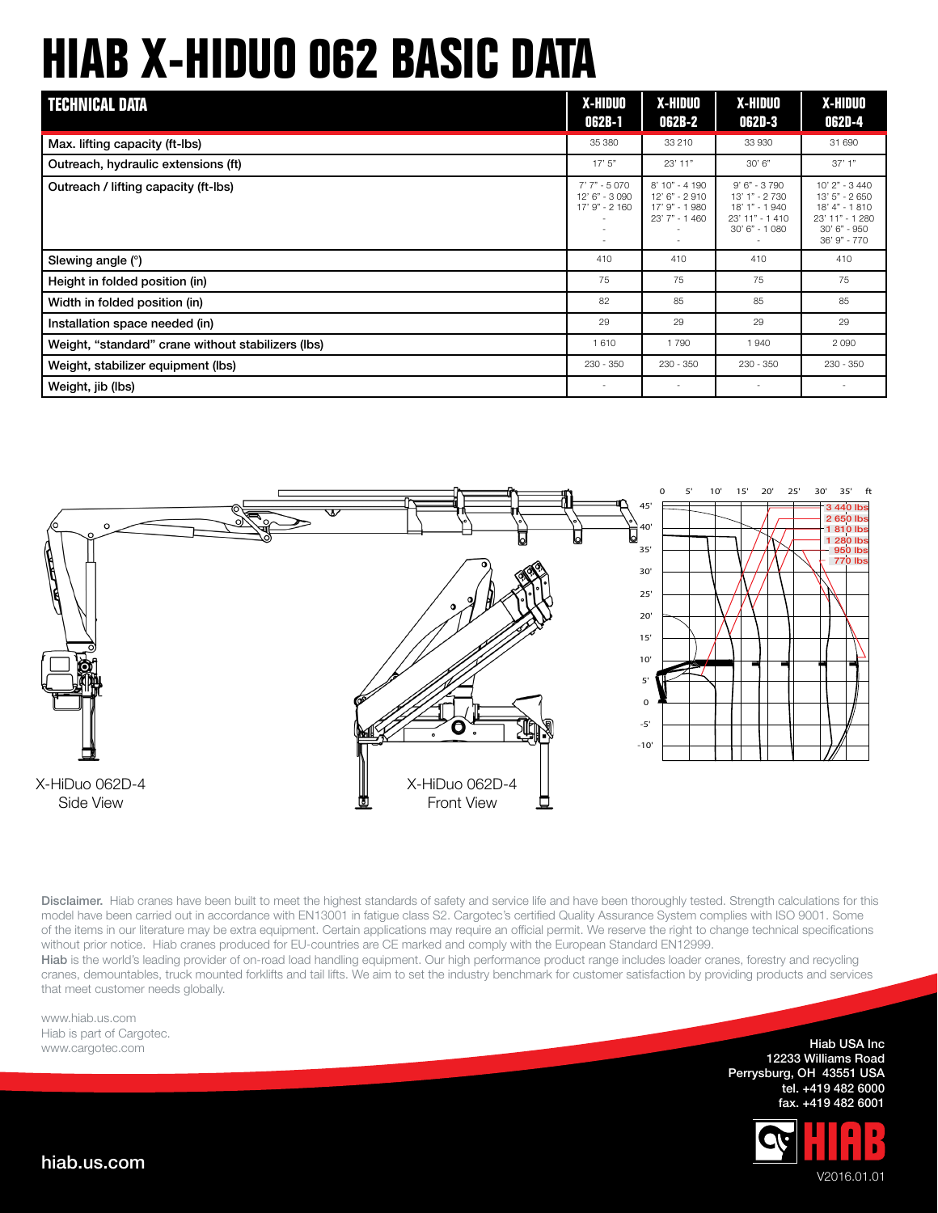# HIAB X-HIDUO 062 BASIC DATA

| TECHNICAL DATA | X-HIDUO 062B-1 | X-HIDUO 062B-2 | X-HIDUO 062D-3 | X-HIDUO 062D-4 |
|---|---|---|---|---|
| Max. lifting capacity (ft-lbs) | 35 380 | 33 210 | 33 930 | 31 690 |
| Outreach, hydraulic extensions (ft) | 17' 5" | 23' 11" | 30' 6" | 37' 1" |
| Outreach / lifting capacity (ft-lbs) | 7' 7" - 5 070<br>12' 6" - 3 090<br>17' 9" - 2 160<br>-<br>-<br>- | 8' 10" - 4 190<br>12' 6" - 2 910<br>17' 9" - 1 980<br>23' 7" - 1 460<br>-<br>- | 9' 6" - 3 790<br>13' 1" - 2 730<br>18' 1" - 1 940<br>23' 11" - 1 410<br>30' 6" - 1 080<br>- | 10' 2" - 3 440<br>13' 5" - 2 650<br>18' 4" - 1 810<br>23' 11" - 1 280<br>30' 6" - 950<br>36' 9" - 770 |
| Slewing angle (°) | 410 | 410 | 410 | 410 |
| Height in folded position (in) | 75 | 75 | 75 | 75 |
| Width in folded position (in) | 82 | 85 | 85 | 85 |
| Installation space needed (in) | 29 | 29 | 29 | 29 |
| Weight, "standard" crane without stabilizers (lbs) | 1 610 | 1 790 | 1 940 | 2 090 |
| Weight, stabilizer equipment (lbs) | 230 - 350 | 230 - 350 | 230 - 350 | 230 - 350 |
| Weight, jib (lbs) | - | - | - | - |

0 5' 10' 15' 20' 25' 30' 35' ft

45' 40' 35' 30' 25' 20' 15' 10' 5' 0 -5' -10'

3 440 lbs
2 650 lbs
1 810 lbs
1 280 lbs
950 lbs
770 lbs

X-HiDuo 062D-4
Side View

X-HiDuo 062D-4
Front View

**Disclaimer.** Hiab cranes have been built to meet the highest standards of safety and service life and have been thoroughly tested. Strength calculations for this model have been carried out in accordance with EN13001 in fatigue class S2. Cargotec's certified Quality Assurance System complies with ISO 9001. Some of the items in our literature may be extra equipment. Certain applications may require an official permit. We reserve the right to change technical specifications without prior notice. Hiab cranes produced for EU-countries are CE marked and comply with the European Standard EN12999.

**Hiab** is the world's leading provider of on-road load handling equipment. Our high performance product range includes loader cranes, forestry and recycling cranes, demountables, truck mounted forklifts and tail lifts. We aim to set the industry benchmark for customer satisfaction by providing products and services that meet customer needs globally.

www.hiab.us.com
Hiab is part of Cargotec.
www.cargotec.com

Hiab USA Inc
12233 Williams Road
Perrysburg, OH 43551 USA
tel. +419 482 6000
fax. +419 482 6001

hiab.us.com

V2016.01.01